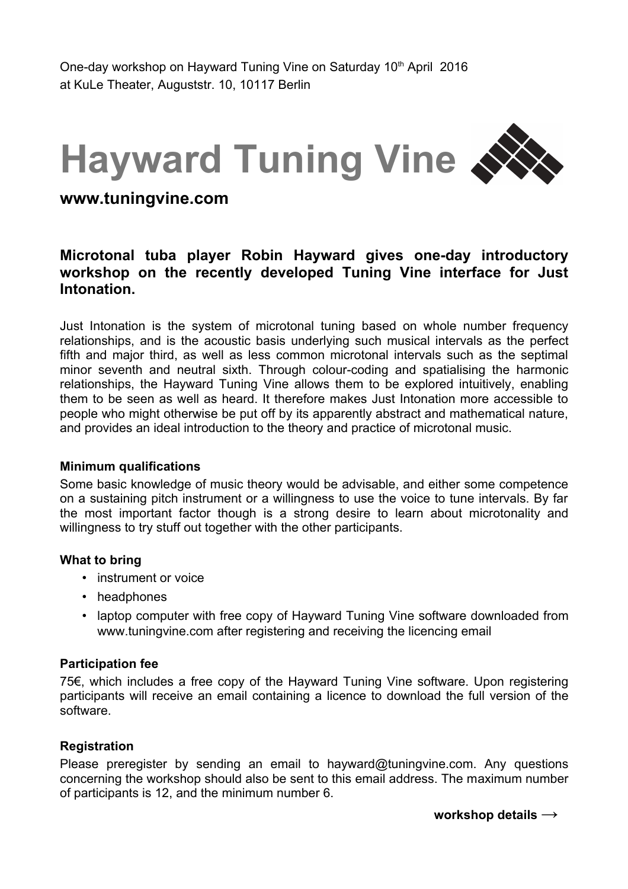One-day workshop on Hayward Tuning Vine on Saturday 10th April 2016
at KuLe Theater, Auguststr. 10, 10117 Berlin

# Hayward Tuning Vine

## www.tuningvine.com

### Microtonal tuba player Robin Hayward gives one-day introductory workshop on the recently developed Tuning Vine interface for Just Intonation.

Just Intonation is the system of microtonal tuning based on whole number frequency relationships, and is the acoustic basis underlying such musical intervals as the perfect fifth and major third, as well as less common microtonal intervals such as the septimal minor seventh and neutral sixth. Through colour-coding and spatialising the harmonic relationships, the Hayward Tuning Vine allows them to be explored intuitively, enabling them to be seen as well as heard. It therefore makes Just Intonation more accessible to people who might otherwise be put off by its apparently abstract and mathematical nature, and provides an ideal introduction to the theory and practice of microtonal music.

**Minimum qualifications**

Some basic knowledge of music theory would be advisable, and either some competence on a sustaining pitch instrument or a willingness to use the voice to tune intervals. By far the most important factor though is a strong desire to learn about microtonality and willingness to try stuff out together with the other participants.

**What to bring**

- instrument or voice
- headphones
- laptop computer with free copy of Hayward Tuning Vine software downloaded from www.tuningvine.com after registering and receiving the licencing email

**Participation fee**

75€, which includes a free copy of the Hayward Tuning Vine software. Upon registering participants will receive an email containing a licence to download the full version of the software.

**Registration**

Please preregister by sending an email to hayward@tuningvine.com. Any questions concerning the workshop should also be sent to this email address. The maximum number of participants is 12, and the minimum number 6.

**workshop details →**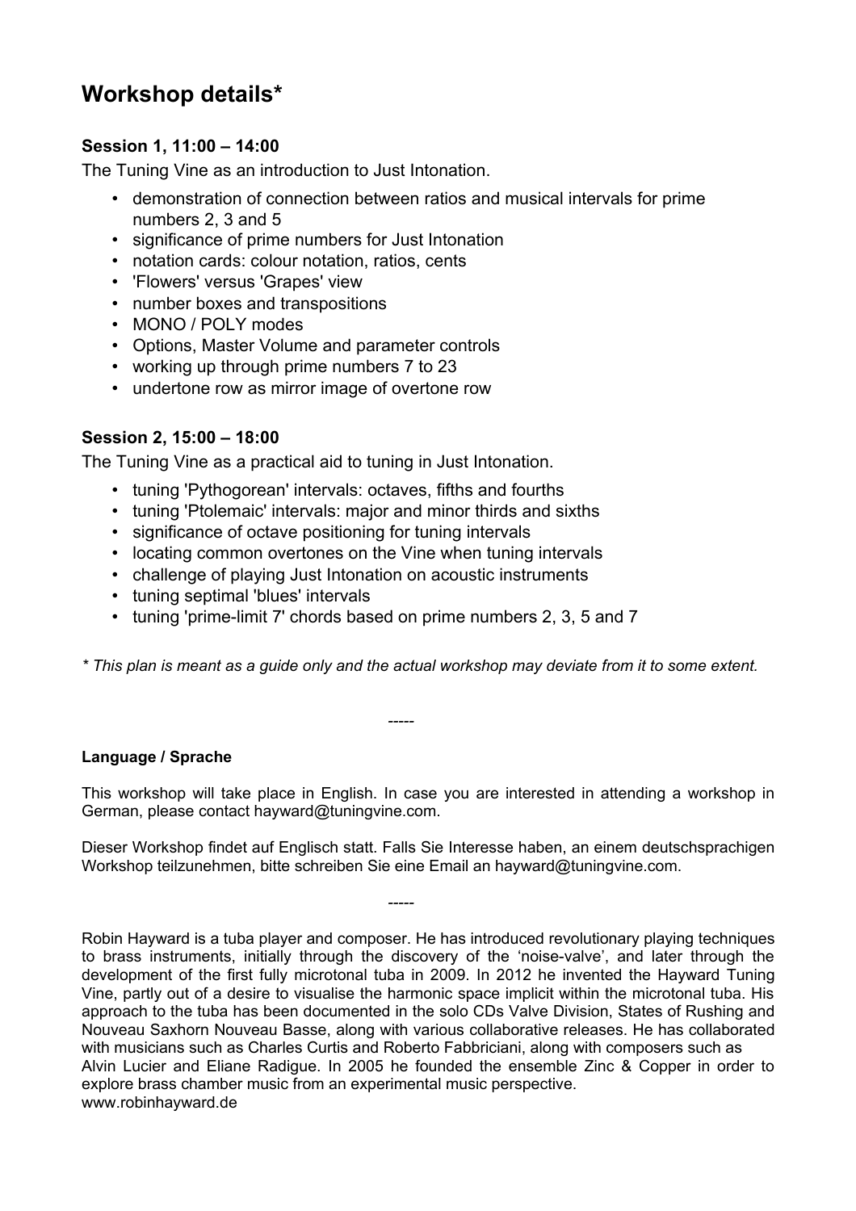# Workshop details*

### Session 1, 11:00 – 14:00

The Tuning Vine as an introduction to Just Intonation.

- demonstration of connection between ratios and musical intervals for prime numbers 2, 3 and 5
- significance of prime numbers for Just Intonation
- notation cards: colour notation, ratios, cents
- 'Flowers' versus 'Grapes' view
- number boxes and transpositions
- MONO / POLY modes
- Options, Master Volume and parameter controls
- working up through prime numbers 7 to 23
- undertone row as mirror image of overtone row

### Session 2, 15:00 – 18:00

The Tuning Vine as a practical aid to tuning in Just Intonation.

- tuning 'Pythogorean' intervals: octaves, fifths and fourths
- tuning 'Ptolemaic' intervals: major and minor thirds and sixths
- significance of octave positioning for tuning intervals
- locating common overtones on the Vine when tuning intervals
- challenge of playing Just Intonation on acoustic instruments
- tuning septimal 'blues' intervals
- tuning 'prime-limit 7' chords based on prime numbers 2, 3, 5 and 7

*\* This plan is meant as a guide only and the actual workshop may deviate from it to some extent.*

-----

**Language / Sprache**

This workshop will take place in English. In case you are interested in attending a workshop in German, please contact hayward@tuningvine.com.

Dieser Workshop findet auf Englisch statt. Falls Sie Interesse haben, an einem deutschsprachigen Workshop teilzunehmen, bitte schreiben Sie eine Email an hayward@tuningvine.com.

-----

Robin Hayward is a tuba player and composer. He has introduced revolutionary playing techniques to brass instruments, initially through the discovery of the 'noise-valve', and later through the development of the first fully microtonal tuba in 2009. In 2012 he invented the Hayward Tuning Vine, partly out of a desire to visualise the harmonic space implicit within the microtonal tuba. His approach to the tuba has been documented in the solo CDs Valve Division, States of Rushing and Nouveau Saxhorn Nouveau Basse, along with various collaborative releases. He has collaborated with musicians such as Charles Curtis and Roberto Fabbriciani, along with composers such as Alvin Lucier and Eliane Radigue. In 2005 he founded the ensemble Zinc & Copper in order to explore brass chamber music from an experimental music perspective.
www.robinhayward.de